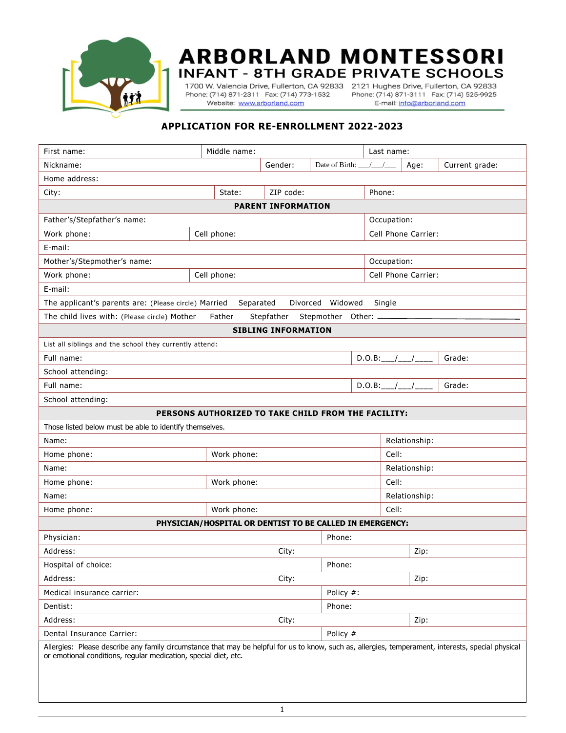# ARBORLAND MONTESSORI

## INFANT - 8TH GRADE PRIVATE SCHOOLS

1700 W. Valencia Drive, Fullerton, CA 92833
Phone: (714) 871-2311 Fax: (714) 773-1532

2121 Hughes Drive, Fullerton, CA 92833
Phone: (714) 871-3111 Fax: (714) 525-9925

Website: www.arborland.com E-mail: info@arborland.com

## APPLICATION FOR RE-ENROLLMENT 2022-2023

| | | | | |
|---|---|---|---|---|
| First name: | Middle name: | Last name: | | |
| Nickname: | Gender: | Date of Birth: \_\_\_/\_\_\_/\_\_\_ | Age: | Current grade: |
| Home address: | | | | |
| City: | State: | ZIP code: | Phone: | |

**PARENT INFORMATION**

| | | |
|---|---|---|
| Father's/Stepfather's name: | | Occupation: |
| Work phone: | Cell phone: | Cell Phone Carrier: |
| E-mail: | | |
| Mother's/Stepmother's name: | | Occupation: |
| Work phone: | Cell phone: | Cell Phone Carrier: |
| E-mail: | | |

The applicant's parents are: (Please circle) Married Separated Divorced Widowed Single

The child lives with: (Please circle) Mother Father Stepfather Stepmother Other: \_\_\_\_\_\_\_\_\_\_\_\_\_\_\_\_\_\_\_\_\_\_\_\_

**SIBLING INFORMATION**

List all siblings and the school they currently attend:

| | | |
|---|---|---|
| Full name: | D.O.B:\_\_\_/\_\_\_/\_\_\_\_ | Grade: |
| School attending: | | |
| Full name: | D.O.B:\_\_\_/\_\_\_/\_\_\_\_ | Grade: |
| School attending: | | |

**PERSONS AUTHORIZED TO TAKE CHILD FROM THE FACILITY:**

Those listed below must be able to identify themselves.

| | | |
|---|---|---|
| Name: | | Relationship: |
| Home phone: | Work phone: | Cell: |
| Name: | | Relationship: |
| Home phone: | Work phone: | Cell: |
| Name: | | Relationship: |
| Home phone: | Work phone: | Cell: |

**PHYSICIAN/HOSPITAL OR DENTIST TO BE CALLED IN EMERGENCY:**

| | | |
|---|---|---|
| Physician: | Phone: | |
| Address: | City: | Zip: |
| Hospital of choice: | Phone: | |
| Address: | City: | Zip: |
| Medical insurance carrier: | Policy #: | |
| Dentist: | Phone: | |
| Address: | City: | Zip: |
| Dental Insurance Carrier: | Policy # | |

Allergies: Please describe any family circumstance that may be helpful for us to know, such as, allergies, temperament, interests, special physical or emotional conditions, regular medication, special diet, etc.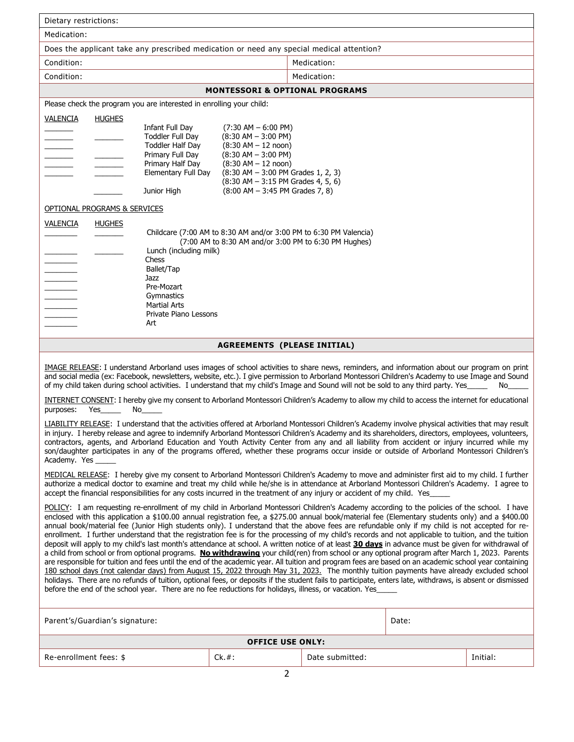| |
|---|
| Dietary restrictions: |
| Medication: |
| Does the applicant take any prescribed medication or need any special medical attention? |

| | |
|---|---|
| Condition: | Medication: |
| Condition: | Medication: |

## MONTESSORI & OPTIONAL PROGRAMS

Please check the program you are interested in enrolling your child:

| VALENCIA | HUGHES | Program | Hours |
|---|---|---|---|
| _______ | _______ | Infant Full Day | (7:30 AM – 6:00 PM) |
| _______ | | Toddler Full Day | (8:30 AM – 3:00 PM) |
| _______ | | Toddler Half Day | (8:30 AM – 12 noon) |
| _______ | _______ | Primary Full Day | (8:30 AM – 3:00 PM) |
| _______ | _______ | Primary Half Day | (8:30 AM – 12 noon) |
| _______ | _______ | Elementary Full Day | (8:30 AM – 3:00 PM Grades 1, 2, 3) (8:30 AM – 3:15 PM Grades 4, 5, 6) |
| | _______ | Junior High | (8:00 AM – 3:45 PM Grades 7, 8) |

OPTIONAL PROGRAMS & SERVICES

| VALENCIA | HUGHES | Program |
|---|---|---|
| _______ | _______ | Childcare (7:00 AM to 8:30 AM and/or 3:00 PM to 6:30 PM Valencia) (7:00 AM to 8:30 AM and/or 3:00 PM to 6:30 PM Hughes) |
| _______ | _______ | Lunch (including milk) |
| _______ | | Chess |
| _______ | | Ballet/Tap |
| _______ | | Jazz |
| _______ | | Pre-Mozart |
| _______ | | Gymnastics |
| _______ | | Martial Arts |
| _______ | | Private Piano Lessons |
| _______ | | Art |

## AGREEMENTS (PLEASE INITIAL)

IMAGE RELEASE: I understand Arborland uses images of school activities to share news, reminders, and information about our program on print and social media (ex: Facebook, newsletters, website, etc.). I give permission to Arborland Montessori Children's Academy to use Image and Sound of my child taken during school activities. I understand that my child's Image and Sound will not be sold to any third party. Yes_____ No_____

INTERNET CONSENT: I hereby give my consent to Arborland Montessori Children's Academy to allow my child to access the internet for educational purposes: Yes_____ No_____

LIABILITY RELEASE: I understand that the activities offered at Arborland Montessori Children's Academy involve physical activities that may result in injury. I hereby release and agree to indemnify Arborland Montessori Children's Academy and its shareholders, directors, employees, volunteers, contractors, agents, and Arborland Education and Youth Activity Center from any and all liability from accident or injury incurred while my son/daughter participates in any of the programs offered, whether these programs occur inside or outside of Arborland Montessori Children's Academy. Yes _____

MEDICAL RELEASE: I hereby give my consent to Arborland Montessori Children's Academy to move and administer first aid to my child. I further authorize a medical doctor to examine and treat my child while he/she is in attendance at Arborland Montessori Children's Academy. I agree to accept the financial responsibilities for any costs incurred in the treatment of any injury or accident of my child. Yes_____

POLICY: I am requesting re-enrollment of my child in Arborland Montessori Children's Academy according to the policies of the school. I have enclosed with this application a $100.00 annual registration fee, a $275.00 annual book/material fee (Elementary students only) and a $400.00 annual book/material fee (Junior High students only). I understand that the above fees are refundable only if my child is not accepted for re-enrollment. I further understand that the registration fee is for the processing of my child's records and not applicable to tuition, and the tuition deposit will apply to my child's last month's attendance at school. A written notice of at least **30 days** in advance must be given for withdrawal of a child from school or from optional programs. **No withdrawing** your child(ren) from school or any optional program after March 1, 2023. Parents are responsible for tuition and fees until the end of the academic year. All tuition and program fees are based on an academic school year containing 180 school days (not calendar days) from August 15, 2022 through May 31, 2023. The monthly tuition payments have already excluded school holidays. There are no refunds of tuition, optional fees, or deposits if the student fails to participate, enters late, withdraws, is absent or dismissed before the end of the school year. There are no fee reductions for holidays, illness, or vacation. Yes_____

| | |
|---|---|
| Parent's/Guardian's signature: | Date: |

## OFFICE USE ONLY:

| | | | |
|---|---|---|---|
| Re-enrollment fees: $ | Ck.#: | Date submitted: | Initial: |